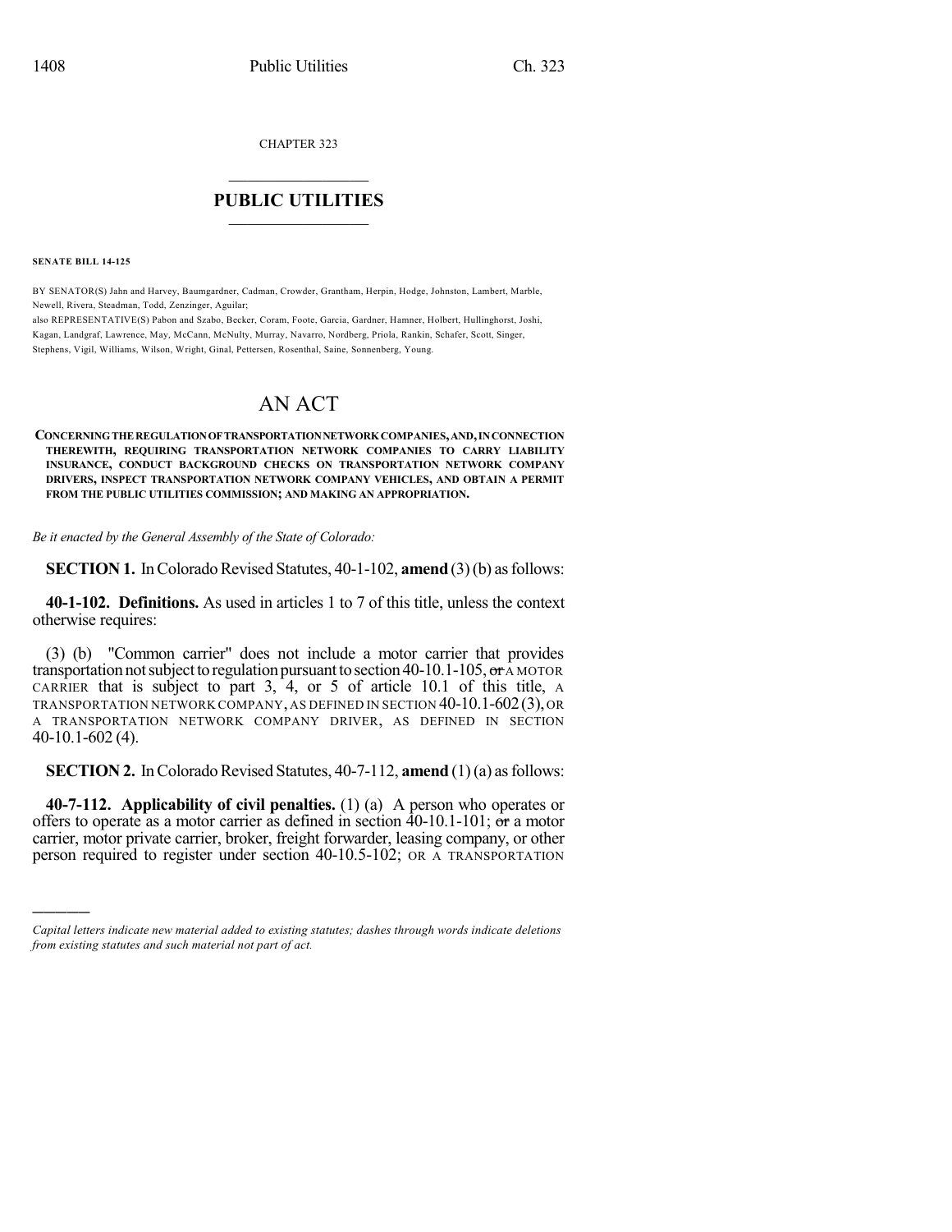CHAPTER 323

# PUBLIC UTILITIES

**SENATE BILL 14-125**

BY SENATOR(S) Jahn and Harvey, Baumgardner, Cadman, Crowder, Grantham, Herpin, Hodge, Johnston, Lambert, Marble, Newell, Rivera, Steadman, Todd, Zenzinger, Aguilar;
also REPRESENTATIVE(S) Pabon and Szabo, Becker, Coram, Foote, Garcia, Gardner, Hamner, Holbert, Hullinghorst, Joshi, Kagan, Landgraf, Lawrence, May, McCann, McNulty, Murray, Navarro, Nordberg, Priola, Rankin, Schafer, Scott, Singer, Stephens, Vigil, Williams, Wilson, Wright, Ginal, Pettersen, Rosenthal, Saine, Sonnenberg, Young.

# AN ACT

**CONCERNING THE REGULATION OF TRANSPORTATION NETWORK COMPANIES, AND, IN CONNECTION THEREWITH, REQUIRING TRANSPORTATION NETWORK COMPANIES TO CARRY LIABILITY INSURANCE, CONDUCT BACKGROUND CHECKS ON TRANSPORTATION NETWORK COMPANY DRIVERS, INSPECT TRANSPORTATION NETWORK COMPANY VEHICLES, AND OBTAIN A PERMIT FROM THE PUBLIC UTILITIES COMMISSION; AND MAKING AN APPROPRIATION.**

*Be it enacted by the General Assembly of the State of Colorado:*

**SECTION 1.** In Colorado Revised Statutes, 40-1-102, **amend** (3) (b) as follows:

**40-1-102. Definitions.** As used in articles 1 to 7 of this title, unless the context otherwise requires:

(3) (b) "Common carrier" does not include a motor carrier that provides transportation not subject to regulation pursuant to section 40-10.1-105, ~~or~~ A MOTOR CARRIER that is subject to part 3, 4, or 5 of article 10.1 of this title, A TRANSPORTATION NETWORK COMPANY, AS DEFINED IN SECTION 40-10.1-602 (3), OR A TRANSPORTATION NETWORK COMPANY DRIVER, AS DEFINED IN SECTION 40-10.1-602 (4).

**SECTION 2.** In Colorado Revised Statutes, 40-7-112, **amend** (1) (a) as follows:

**40-7-112. Applicability of civil penalties.** (1) (a) A person who operates or offers to operate as a motor carrier as defined in section 40-10.1-101; ~~or~~ a motor carrier, motor private carrier, broker, freight forwarder, leasing company, or other person required to register under section 40-10.5-102; OR A TRANSPORTATION

---

*Capital letters indicate new material added to existing statutes; dashes through words indicate deletions from existing statutes and such material not part of act.*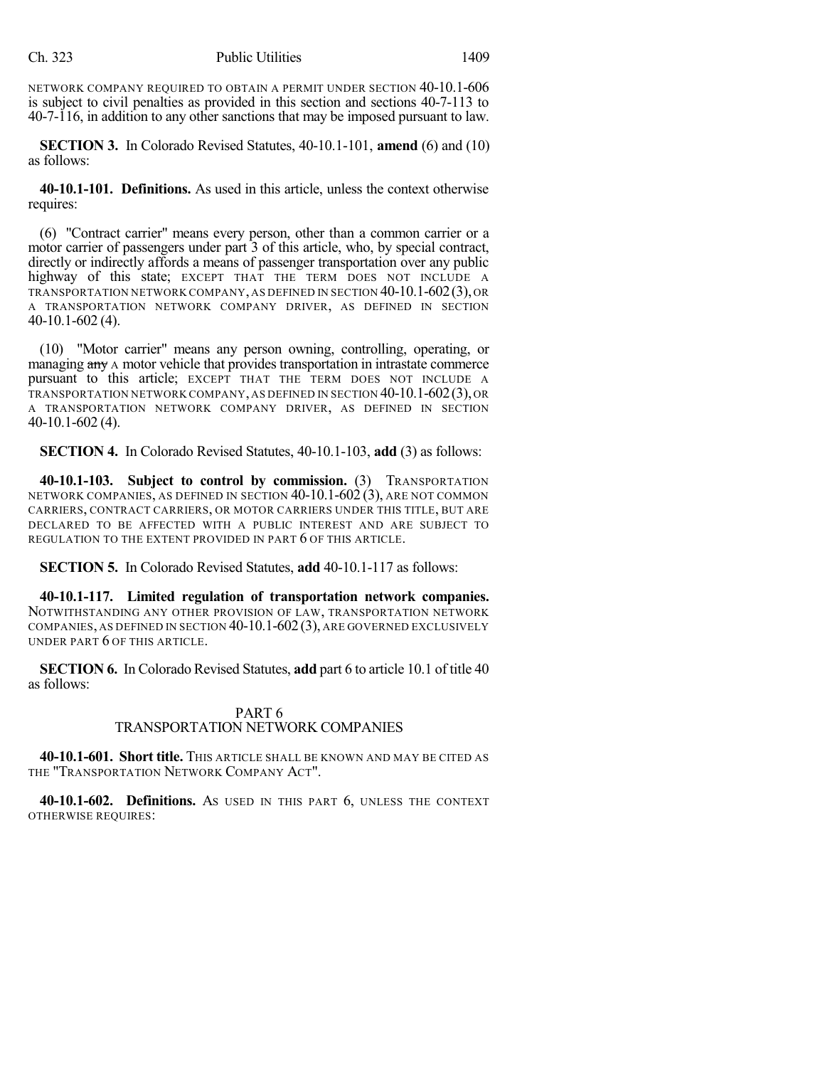NETWORK COMPANY REQUIRED TO OBTAIN A PERMIT UNDER SECTION 40-10.1-606 is subject to civil penalties as provided in this section and sections 40-7-113 to 40-7-116, in addition to any other sanctions that may be imposed pursuant to law.

**SECTION 3.** In Colorado Revised Statutes, 40-10.1-101, **amend** (6) and (10) as follows:

**40-10.1-101. Definitions.** As used in this article, unless the context otherwise requires:

(6) "Contract carrier" means every person, other than a common carrier or a motor carrier of passengers under part 3 of this article, who, by special contract, directly or indirectly affords a means of passenger transportation over any public highway of this state; EXCEPT THAT THE TERM DOES NOT INCLUDE A TRANSPORTATION NETWORK COMPANY, AS DEFINED IN SECTION 40-10.1-602 (3), OR A TRANSPORTATION NETWORK COMPANY DRIVER, AS DEFINED IN SECTION 40-10.1-602 (4).

(10) "Motor carrier" means any person owning, controlling, operating, or managing ~~any~~ A motor vehicle that provides transportation in intrastate commerce pursuant to this article; EXCEPT THAT THE TERM DOES NOT INCLUDE A TRANSPORTATION NETWORK COMPANY, AS DEFINED IN SECTION 40-10.1-602 (3), OR A TRANSPORTATION NETWORK COMPANY DRIVER, AS DEFINED IN SECTION 40-10.1-602 (4).

**SECTION 4.** In Colorado Revised Statutes, 40-10.1-103, **add** (3) as follows:

**40-10.1-103. Subject to control by commission.** (3) TRANSPORTATION NETWORK COMPANIES, AS DEFINED IN SECTION 40-10.1-602 (3), ARE NOT COMMON CARRIERS, CONTRACT CARRIERS, OR MOTOR CARRIERS UNDER THIS TITLE, BUT ARE DECLARED TO BE AFFECTED WITH A PUBLIC INTEREST AND ARE SUBJECT TO REGULATION TO THE EXTENT PROVIDED IN PART 6 OF THIS ARTICLE.

**SECTION 5.** In Colorado Revised Statutes, **add** 40-10.1-117 as follows:

**40-10.1-117. Limited regulation of transportation network companies.** NOTWITHSTANDING ANY OTHER PROVISION OF LAW, TRANSPORTATION NETWORK COMPANIES, AS DEFINED IN SECTION 40-10.1-602 (3), ARE GOVERNED EXCLUSIVELY UNDER PART 6 OF THIS ARTICLE.

**SECTION 6.** In Colorado Revised Statutes, **add** part 6 to article 10.1 of title 40 as follows:

PART 6
TRANSPORTATION NETWORK COMPANIES

**40-10.1-601. Short title.** THIS ARTICLE SHALL BE KNOWN AND MAY BE CITED AS THE "TRANSPORTATION NETWORK COMPANY ACT".

**40-10.1-602. Definitions.** AS USED IN THIS PART 6, UNLESS THE CONTEXT OTHERWISE REQUIRES: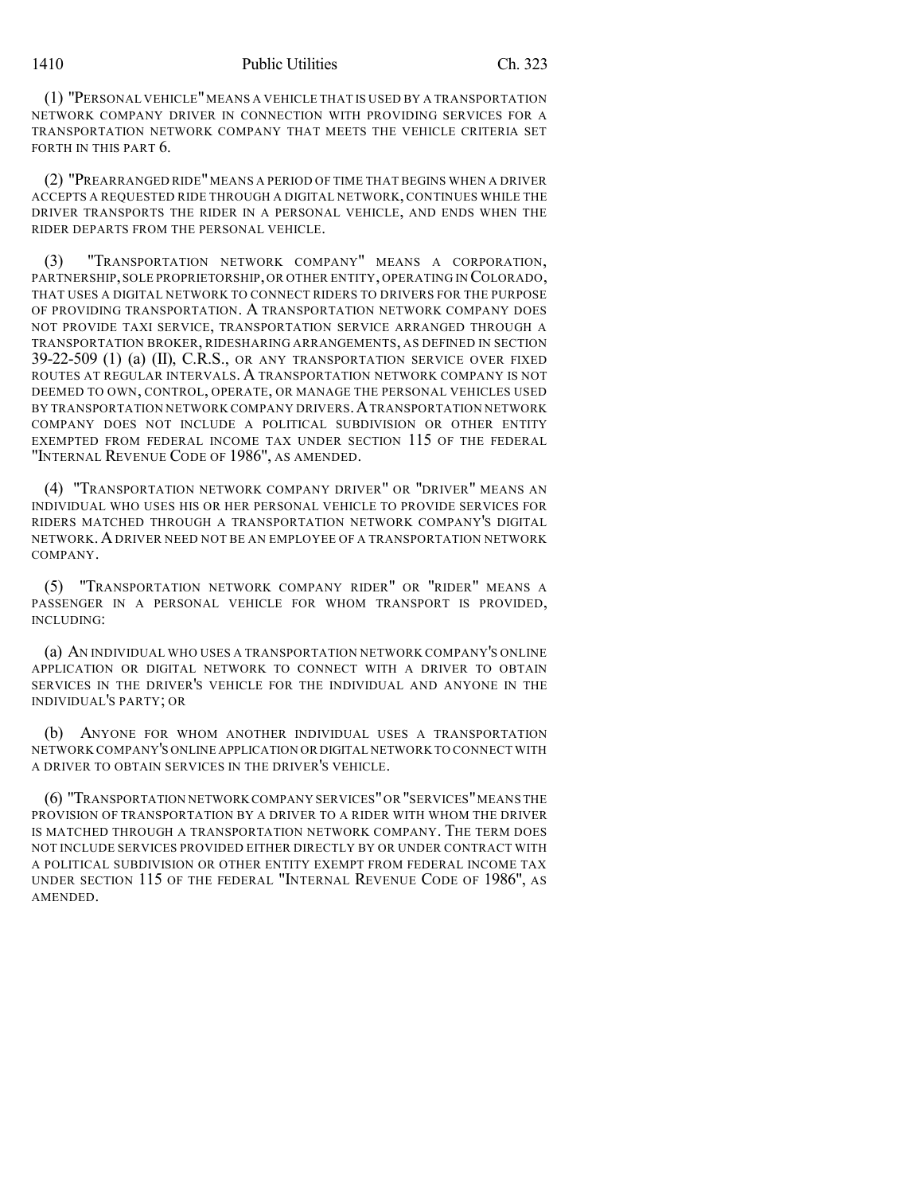(1) "PERSONAL VEHICLE" MEANS A VEHICLE THAT IS USED BY A TRANSPORTATION NETWORK COMPANY DRIVER IN CONNECTION WITH PROVIDING SERVICES FOR A TRANSPORTATION NETWORK COMPANY THAT MEETS THE VEHICLE CRITERIA SET FORTH IN THIS PART 6.

(2) "PREARRANGED RIDE" MEANS A PERIOD OF TIME THAT BEGINS WHEN A DRIVER ACCEPTS A REQUESTED RIDE THROUGH A DIGITAL NETWORK, CONTINUES WHILE THE DRIVER TRANSPORTS THE RIDER IN A PERSONAL VEHICLE, AND ENDS WHEN THE RIDER DEPARTS FROM THE PERSONAL VEHICLE.

(3) "TRANSPORTATION NETWORK COMPANY" MEANS A CORPORATION, PARTNERSHIP, SOLE PROPRIETORSHIP, OR OTHER ENTITY, OPERATING IN COLORADO, THAT USES A DIGITAL NETWORK TO CONNECT RIDERS TO DRIVERS FOR THE PURPOSE OF PROVIDING TRANSPORTATION. A TRANSPORTATION NETWORK COMPANY DOES NOT PROVIDE TAXI SERVICE, TRANSPORTATION SERVICE ARRANGED THROUGH A TRANSPORTATION BROKER, RIDESHARING ARRANGEMENTS, AS DEFINED IN SECTION 39-22-509 (1) (a) (II), C.R.S., OR ANY TRANSPORTATION SERVICE OVER FIXED ROUTES AT REGULAR INTERVALS. A TRANSPORTATION NETWORK COMPANY IS NOT DEEMED TO OWN, CONTROL, OPERATE, OR MANAGE THE PERSONAL VEHICLES USED BY TRANSPORTATION NETWORK COMPANY DRIVERS. A TRANSPORTATION NETWORK COMPANY DOES NOT INCLUDE A POLITICAL SUBDIVISION OR OTHER ENTITY EXEMPTED FROM FEDERAL INCOME TAX UNDER SECTION 115 OF THE FEDERAL "INTERNAL REVENUE CODE OF 1986", AS AMENDED.

(4) "TRANSPORTATION NETWORK COMPANY DRIVER" OR "DRIVER" MEANS AN INDIVIDUAL WHO USES HIS OR HER PERSONAL VEHICLE TO PROVIDE SERVICES FOR RIDERS MATCHED THROUGH A TRANSPORTATION NETWORK COMPANY'S DIGITAL NETWORK. A DRIVER NEED NOT BE AN EMPLOYEE OF A TRANSPORTATION NETWORK COMPANY.

(5) "TRANSPORTATION NETWORK COMPANY RIDER" OR "RIDER" MEANS A PASSENGER IN A PERSONAL VEHICLE FOR WHOM TRANSPORT IS PROVIDED, INCLUDING:

(a) AN INDIVIDUAL WHO USES A TRANSPORTATION NETWORK COMPANY'S ONLINE APPLICATION OR DIGITAL NETWORK TO CONNECT WITH A DRIVER TO OBTAIN SERVICES IN THE DRIVER'S VEHICLE FOR THE INDIVIDUAL AND ANYONE IN THE INDIVIDUAL'S PARTY; OR

(b) ANYONE FOR WHOM ANOTHER INDIVIDUAL USES A TRANSPORTATION NETWORK COMPANY'S ONLINE APPLICATION OR DIGITAL NETWORK TO CONNECT WITH A DRIVER TO OBTAIN SERVICES IN THE DRIVER'S VEHICLE.

(6) "TRANSPORTATION NETWORK COMPANY SERVICES" OR "SERVICES" MEANS THE PROVISION OF TRANSPORTATION BY A DRIVER TO A RIDER WITH WHOM THE DRIVER IS MATCHED THROUGH A TRANSPORTATION NETWORK COMPANY. THE TERM DOES NOT INCLUDE SERVICES PROVIDED EITHER DIRECTLY BY OR UNDER CONTRACT WITH A POLITICAL SUBDIVISION OR OTHER ENTITY EXEMPT FROM FEDERAL INCOME TAX UNDER SECTION 115 OF THE FEDERAL "INTERNAL REVENUE CODE OF 1986", AS AMENDED.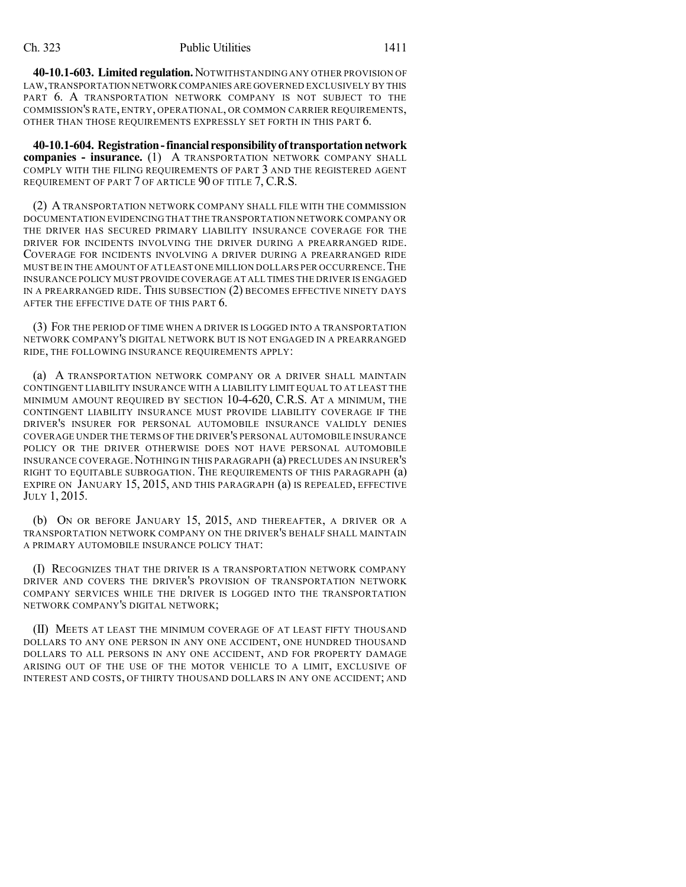**40-10.1-603. Limited regulation.** NOTWITHSTANDING ANY OTHER PROVISION OF LAW, TRANSPORTATION NETWORK COMPANIES ARE GOVERNED EXCLUSIVELY BY THIS PART 6. A TRANSPORTATION NETWORK COMPANY IS NOT SUBJECT TO THE COMMISSION'S RATE, ENTRY, OPERATIONAL, OR COMMON CARRIER REQUIREMENTS, OTHER THAN THOSE REQUIREMENTS EXPRESSLY SET FORTH IN THIS PART 6.

**40-10.1-604. Registration - financial responsibility of transportation network companies - insurance.** (1) A TRANSPORTATION NETWORK COMPANY SHALL COMPLY WITH THE FILING REQUIREMENTS OF PART 3 AND THE REGISTERED AGENT REQUIREMENT OF PART 7 OF ARTICLE 90 OF TITLE 7, C.R.S.

(2) A TRANSPORTATION NETWORK COMPANY SHALL FILE WITH THE COMMISSION DOCUMENTATION EVIDENCING THAT THE TRANSPORTATION NETWORK COMPANY OR THE DRIVER HAS SECURED PRIMARY LIABILITY INSURANCE COVERAGE FOR THE DRIVER FOR INCIDENTS INVOLVING THE DRIVER DURING A PREARRANGED RIDE. COVERAGE FOR INCIDENTS INVOLVING A DRIVER DURING A PREARRANGED RIDE MUST BE IN THE AMOUNT OF AT LEAST ONE MILLION DOLLARS PER OCCURRENCE. THE INSURANCE POLICY MUST PROVIDE COVERAGE AT ALL TIMES THE DRIVER IS ENGAGED IN A PREARRANGED RIDE. THIS SUBSECTION (2) BECOMES EFFECTIVE NINETY DAYS AFTER THE EFFECTIVE DATE OF THIS PART 6.

(3) FOR THE PERIOD OF TIME WHEN A DRIVER IS LOGGED INTO A TRANSPORTATION NETWORK COMPANY'S DIGITAL NETWORK BUT IS NOT ENGAGED IN A PREARRANGED RIDE, THE FOLLOWING INSURANCE REQUIREMENTS APPLY:

(a) A TRANSPORTATION NETWORK COMPANY OR A DRIVER SHALL MAINTAIN CONTINGENT LIABILITY INSURANCE WITH A LIABILITY LIMIT EQUAL TO AT LEAST THE MINIMUM AMOUNT REQUIRED BY SECTION 10-4-620, C.R.S. AT A MINIMUM, THE CONTINGENT LIABILITY INSURANCE MUST PROVIDE LIABILITY COVERAGE IF THE DRIVER'S INSURER FOR PERSONAL AUTOMOBILE INSURANCE VALIDLY DENIES COVERAGE UNDER THE TERMS OF THE DRIVER'S PERSONAL AUTOMOBILE INSURANCE POLICY OR THE DRIVER OTHERWISE DOES NOT HAVE PERSONAL AUTOMOBILE INSURANCE COVERAGE. NOTHING IN THIS PARAGRAPH (a) PRECLUDES AN INSURER'S RIGHT TO EQUITABLE SUBROGATION. THE REQUIREMENTS OF THIS PARAGRAPH (a) EXPIRE ON JANUARY 15, 2015, AND THIS PARAGRAPH (a) IS REPEALED, EFFECTIVE JULY 1, 2015.

(b) ON OR BEFORE JANUARY 15, 2015, AND THEREAFTER, A DRIVER OR A TRANSPORTATION NETWORK COMPANY ON THE DRIVER'S BEHALF SHALL MAINTAIN A PRIMARY AUTOMOBILE INSURANCE POLICY THAT:

(I) RECOGNIZES THAT THE DRIVER IS A TRANSPORTATION NETWORK COMPANY DRIVER AND COVERS THE DRIVER'S PROVISION OF TRANSPORTATION NETWORK COMPANY SERVICES WHILE THE DRIVER IS LOGGED INTO THE TRANSPORTATION NETWORK COMPANY'S DIGITAL NETWORK;

(II) MEETS AT LEAST THE MINIMUM COVERAGE OF AT LEAST FIFTY THOUSAND DOLLARS TO ANY ONE PERSON IN ANY ONE ACCIDENT, ONE HUNDRED THOUSAND DOLLARS TO ALL PERSONS IN ANY ONE ACCIDENT, AND FOR PROPERTY DAMAGE ARISING OUT OF THE USE OF THE MOTOR VEHICLE TO A LIMIT, EXCLUSIVE OF INTEREST AND COSTS, OF THIRTY THOUSAND DOLLARS IN ANY ONE ACCIDENT; AND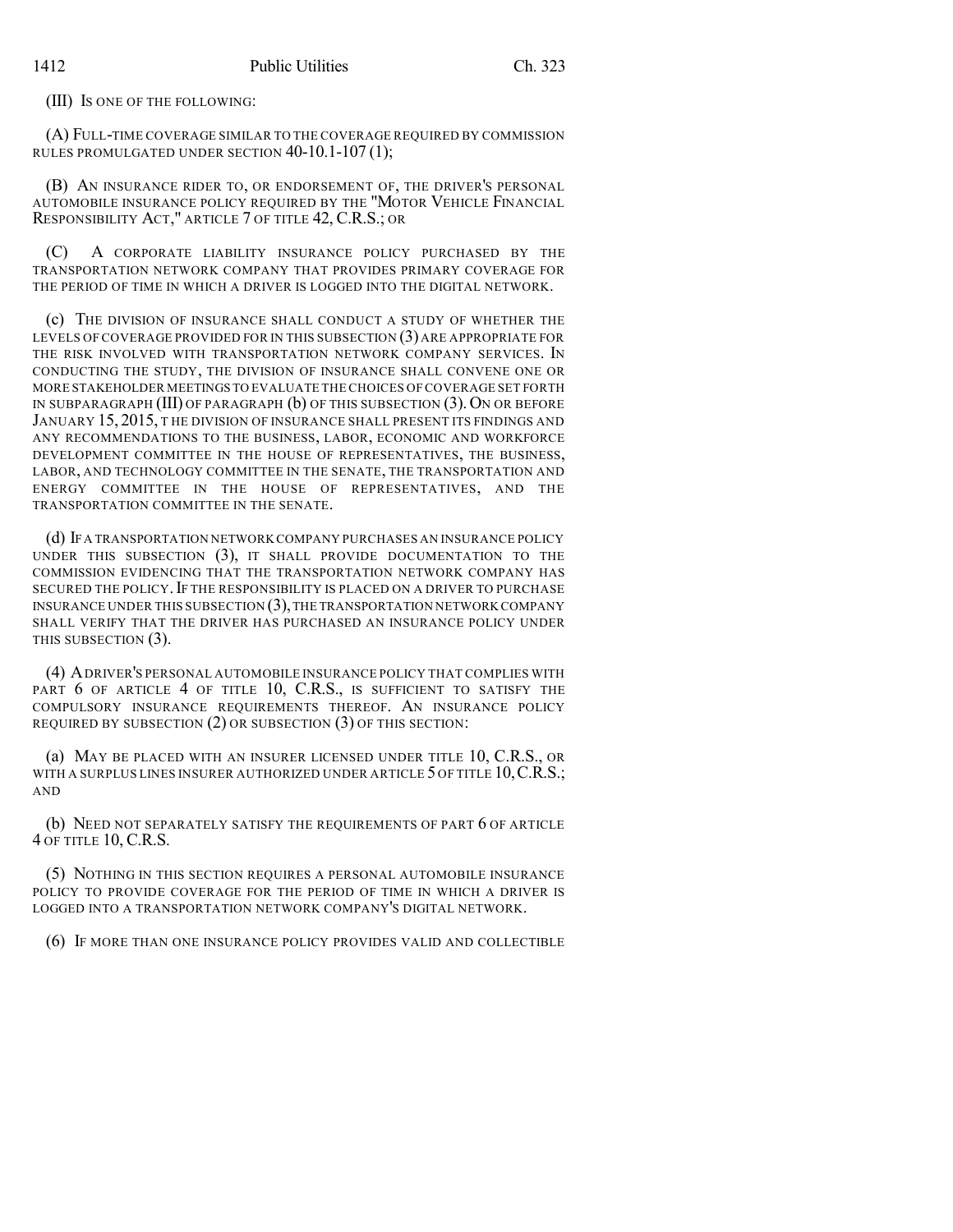(III) IS ONE OF THE FOLLOWING:

(A) FULL-TIME COVERAGE SIMILAR TO THE COVERAGE REQUIRED BY COMMISSION RULES PROMULGATED UNDER SECTION 40-10.1-107 (1);

(B) AN INSURANCE RIDER TO, OR ENDORSEMENT OF, THE DRIVER'S PERSONAL AUTOMOBILE INSURANCE POLICY REQUIRED BY THE "MOTOR VEHICLE FINANCIAL RESPONSIBILITY ACT," ARTICLE 7 OF TITLE 42, C.R.S.; OR

(C) A CORPORATE LIABILITY INSURANCE POLICY PURCHASED BY THE TRANSPORTATION NETWORK COMPANY THAT PROVIDES PRIMARY COVERAGE FOR THE PERIOD OF TIME IN WHICH A DRIVER IS LOGGED INTO THE DIGITAL NETWORK.

(c) THE DIVISION OF INSURANCE SHALL CONDUCT A STUDY OF WHETHER THE LEVELS OF COVERAGE PROVIDED FOR IN THIS SUBSECTION (3) ARE APPROPRIATE FOR THE RISK INVOLVED WITH TRANSPORTATION NETWORK COMPANY SERVICES. IN CONDUCTING THE STUDY, THE DIVISION OF INSURANCE SHALL CONVENE ONE OR MORE STAKEHOLDER MEETINGS TO EVALUATE THE CHOICES OF COVERAGE SET FORTH IN SUBPARAGRAPH (III) OF PARAGRAPH (b) OF THIS SUBSECTION (3). ON OR BEFORE JANUARY 15, 2015, T HE DIVISION OF INSURANCE SHALL PRESENT ITS FINDINGS AND ANY RECOMMENDATIONS TO THE BUSINESS, LABOR, ECONOMIC AND WORKFORCE DEVELOPMENT COMMITTEE IN THE HOUSE OF REPRESENTATIVES, THE BUSINESS, LABOR, AND TECHNOLOGY COMMITTEE IN THE SENATE, THE TRANSPORTATION AND ENERGY COMMITTEE IN THE HOUSE OF REPRESENTATIVES, AND THE TRANSPORTATION COMMITTEE IN THE SENATE.

(d) IF A TRANSPORTATION NETWORK COMPANY PURCHASES AN INSURANCE POLICY UNDER THIS SUBSECTION (3), IT SHALL PROVIDE DOCUMENTATION TO THE COMMISSION EVIDENCING THAT THE TRANSPORTATION NETWORK COMPANY HAS SECURED THE POLICY. IF THE RESPONSIBILITY IS PLACED ON A DRIVER TO PURCHASE INSURANCE UNDER THIS SUBSECTION (3), THE TRANSPORTATION NETWORK COMPANY SHALL VERIFY THAT THE DRIVER HAS PURCHASED AN INSURANCE POLICY UNDER THIS SUBSECTION (3).

(4) A DRIVER'S PERSONAL AUTOMOBILE INSURANCE POLICY THAT COMPLIES WITH PART 6 OF ARTICLE 4 OF TITLE 10, C.R.S., IS SUFFICIENT TO SATISFY THE COMPULSORY INSURANCE REQUIREMENTS THEREOF. AN INSURANCE POLICY REQUIRED BY SUBSECTION (2) OR SUBSECTION (3) OF THIS SECTION:

(a) MAY BE PLACED WITH AN INSURER LICENSED UNDER TITLE 10, C.R.S., OR WITH A SURPLUS LINES INSURER AUTHORIZED UNDER ARTICLE 5 OF TITLE 10, C.R.S.; AND

(b) NEED NOT SEPARATELY SATISFY THE REQUIREMENTS OF PART 6 OF ARTICLE 4 OF TITLE 10, C.R.S.

(5) NOTHING IN THIS SECTION REQUIRES A PERSONAL AUTOMOBILE INSURANCE POLICY TO PROVIDE COVERAGE FOR THE PERIOD OF TIME IN WHICH A DRIVER IS LOGGED INTO A TRANSPORTATION NETWORK COMPANY'S DIGITAL NETWORK.

(6) IF MORE THAN ONE INSURANCE POLICY PROVIDES VALID AND COLLECTIBLE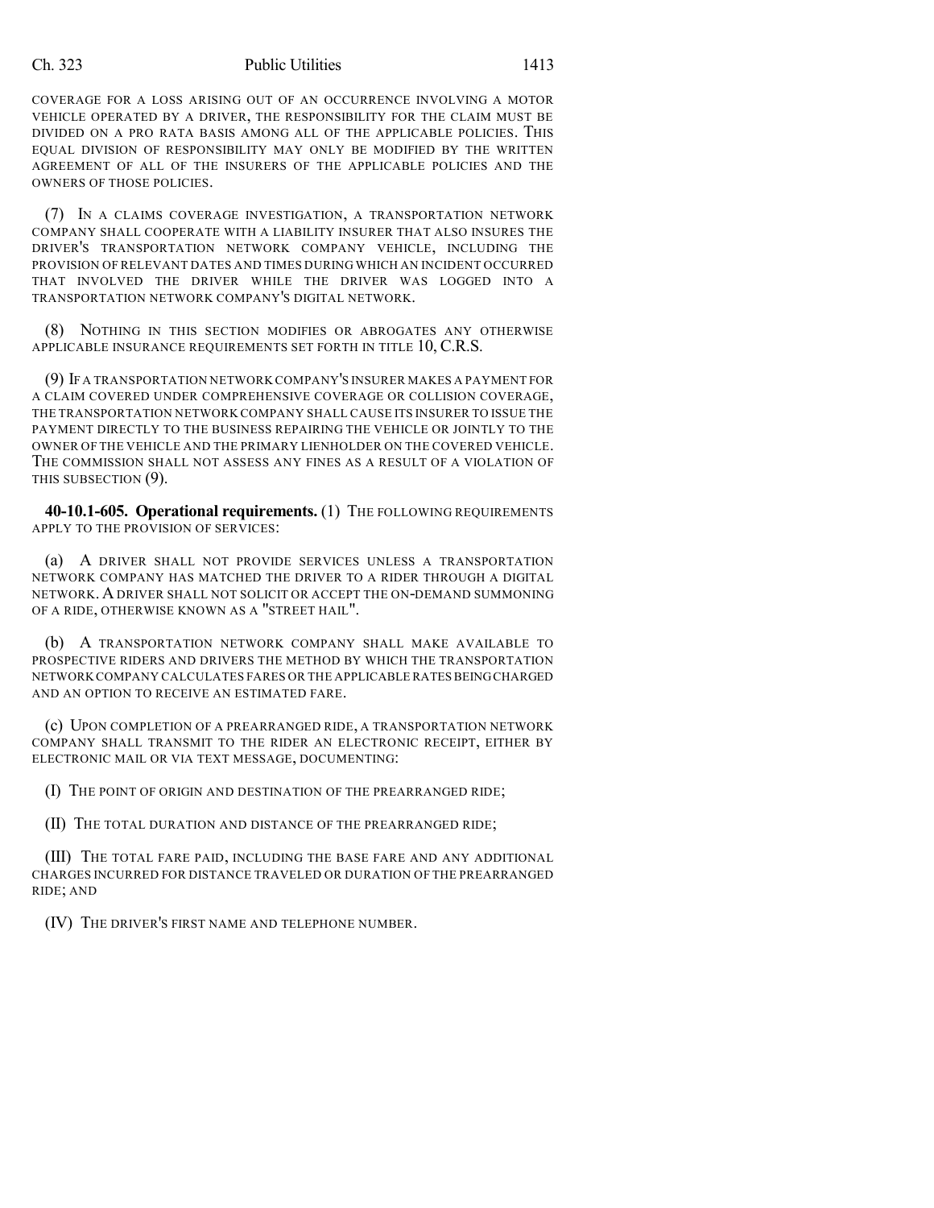COVERAGE FOR A LOSS ARISING OUT OF AN OCCURRENCE INVOLVING A MOTOR VEHICLE OPERATED BY A DRIVER, THE RESPONSIBILITY FOR THE CLAIM MUST BE DIVIDED ON A PRO RATA BASIS AMONG ALL OF THE APPLICABLE POLICIES. THIS EQUAL DIVISION OF RESPONSIBILITY MAY ONLY BE MODIFIED BY THE WRITTEN AGREEMENT OF ALL OF THE INSURERS OF THE APPLICABLE POLICIES AND THE OWNERS OF THOSE POLICIES.

(7) IN A CLAIMS COVERAGE INVESTIGATION, A TRANSPORTATION NETWORK COMPANY SHALL COOPERATE WITH A LIABILITY INSURER THAT ALSO INSURES THE DRIVER'S TRANSPORTATION NETWORK COMPANY VEHICLE, INCLUDING THE PROVISION OF RELEVANT DATES AND TIMES DURING WHICH AN INCIDENT OCCURRED THAT INVOLVED THE DRIVER WHILE THE DRIVER WAS LOGGED INTO A TRANSPORTATION NETWORK COMPANY'S DIGITAL NETWORK.

(8) NOTHING IN THIS SECTION MODIFIES OR ABROGATES ANY OTHERWISE APPLICABLE INSURANCE REQUIREMENTS SET FORTH IN TITLE 10, C.R.S.

(9) IF A TRANSPORTATION NETWORK COMPANY'S INSURER MAKES A PAYMENT FOR A CLAIM COVERED UNDER COMPREHENSIVE COVERAGE OR COLLISION COVERAGE, THE TRANSPORTATION NETWORK COMPANY SHALL CAUSE ITS INSURER TO ISSUE THE PAYMENT DIRECTLY TO THE BUSINESS REPAIRING THE VEHICLE OR JOINTLY TO THE OWNER OF THE VEHICLE AND THE PRIMARY LIENHOLDER ON THE COVERED VEHICLE. THE COMMISSION SHALL NOT ASSESS ANY FINES AS A RESULT OF A VIOLATION OF THIS SUBSECTION (9).

**40-10.1-605. Operational requirements.** (1) THE FOLLOWING REQUIREMENTS APPLY TO THE PROVISION OF SERVICES:

(a) A DRIVER SHALL NOT PROVIDE SERVICES UNLESS A TRANSPORTATION NETWORK COMPANY HAS MATCHED THE DRIVER TO A RIDER THROUGH A DIGITAL NETWORK. A DRIVER SHALL NOT SOLICIT OR ACCEPT THE ON-DEMAND SUMMONING OF A RIDE, OTHERWISE KNOWN AS A "STREET HAIL".

(b) A TRANSPORTATION NETWORK COMPANY SHALL MAKE AVAILABLE TO PROSPECTIVE RIDERS AND DRIVERS THE METHOD BY WHICH THE TRANSPORTATION NETWORK COMPANY CALCULATES FARES OR THE APPLICABLE RATES BEING CHARGED AND AN OPTION TO RECEIVE AN ESTIMATED FARE.

(c) UPON COMPLETION OF A PREARRANGED RIDE, A TRANSPORTATION NETWORK COMPANY SHALL TRANSMIT TO THE RIDER AN ELECTRONIC RECEIPT, EITHER BY ELECTRONIC MAIL OR VIA TEXT MESSAGE, DOCUMENTING:

(I) THE POINT OF ORIGIN AND DESTINATION OF THE PREARRANGED RIDE;

(II) THE TOTAL DURATION AND DISTANCE OF THE PREARRANGED RIDE;

(III) THE TOTAL FARE PAID, INCLUDING THE BASE FARE AND ANY ADDITIONAL CHARGES INCURRED FOR DISTANCE TRAVELED OR DURATION OF THE PREARRANGED RIDE; AND

(IV) THE DRIVER'S FIRST NAME AND TELEPHONE NUMBER.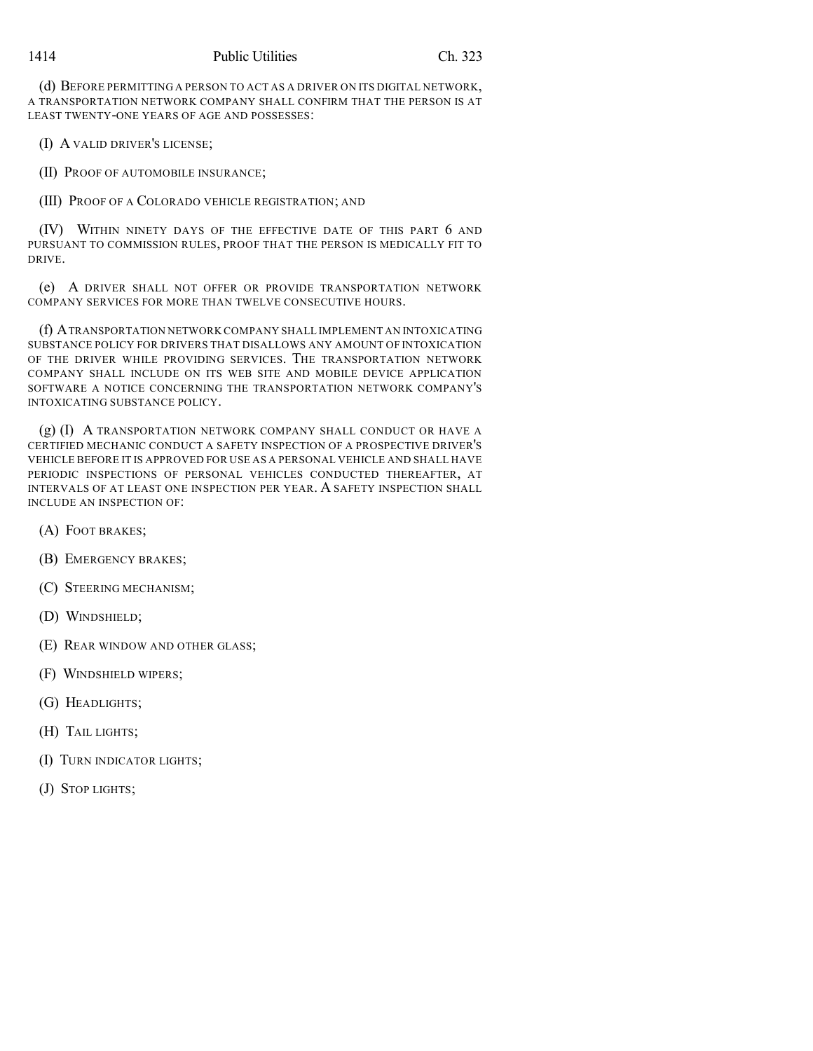(d) BEFORE PERMITTING A PERSON TO ACT AS A DRIVER ON ITS DIGITAL NETWORK, A TRANSPORTATION NETWORK COMPANY SHALL CONFIRM THAT THE PERSON IS AT LEAST TWENTY-ONE YEARS OF AGE AND POSSESSES:

(I) A VALID DRIVER'S LICENSE;

(II) PROOF OF AUTOMOBILE INSURANCE;

(III) PROOF OF A COLORADO VEHICLE REGISTRATION; AND

(IV) WITHIN NINETY DAYS OF THE EFFECTIVE DATE OF THIS PART 6 AND PURSUANT TO COMMISSION RULES, PROOF THAT THE PERSON IS MEDICALLY FIT TO DRIVE.

(e) A DRIVER SHALL NOT OFFER OR PROVIDE TRANSPORTATION NETWORK COMPANY SERVICES FOR MORE THAN TWELVE CONSECUTIVE HOURS.

(f) A TRANSPORTATION NETWORK COMPANY SHALL IMPLEMENT AN INTOXICATING SUBSTANCE POLICY FOR DRIVERS THAT DISALLOWS ANY AMOUNT OF INTOXICATION OF THE DRIVER WHILE PROVIDING SERVICES. THE TRANSPORTATION NETWORK COMPANY SHALL INCLUDE ON ITS WEB SITE AND MOBILE DEVICE APPLICATION SOFTWARE A NOTICE CONCERNING THE TRANSPORTATION NETWORK COMPANY'S INTOXICATING SUBSTANCE POLICY.

(g) (I) A TRANSPORTATION NETWORK COMPANY SHALL CONDUCT OR HAVE A CERTIFIED MECHANIC CONDUCT A SAFETY INSPECTION OF A PROSPECTIVE DRIVER'S VEHICLE BEFORE IT IS APPROVED FOR USE AS A PERSONAL VEHICLE AND SHALL HAVE PERIODIC INSPECTIONS OF PERSONAL VEHICLES CONDUCTED THEREAFTER, AT INTERVALS OF AT LEAST ONE INSPECTION PER YEAR. A SAFETY INSPECTION SHALL INCLUDE AN INSPECTION OF:

(A) FOOT BRAKES;

(B) EMERGENCY BRAKES;

(C) STEERING MECHANISM;

(D) WINDSHIELD;

(E) REAR WINDOW AND OTHER GLASS;

(F) WINDSHIELD WIPERS;

(G) HEADLIGHTS;

(H) TAIL LIGHTS;

(I) TURN INDICATOR LIGHTS;

(J) STOP LIGHTS;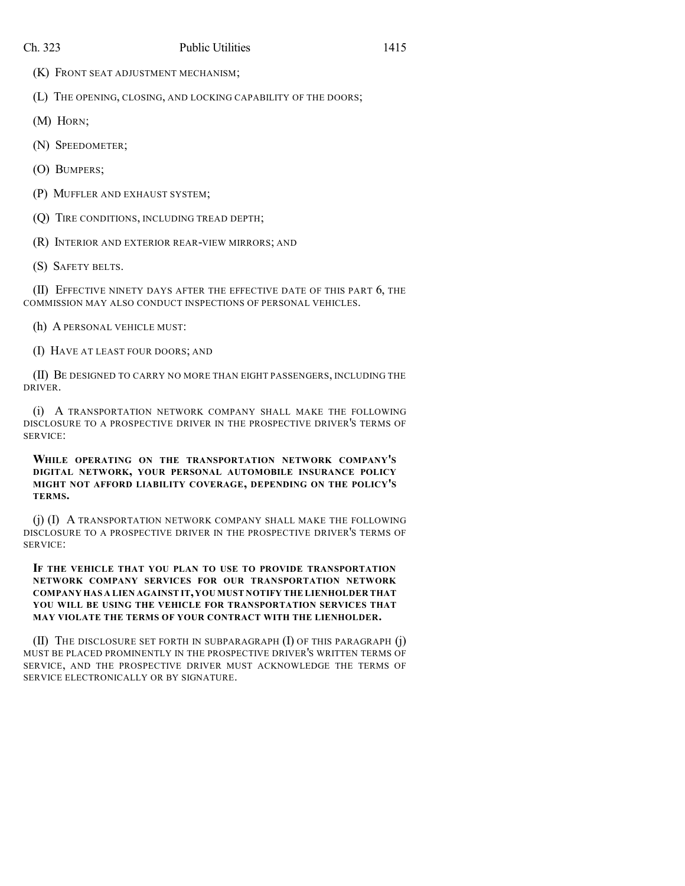(K) FRONT SEAT ADJUSTMENT MECHANISM;

(L) THE OPENING, CLOSING, AND LOCKING CAPABILITY OF THE DOORS;

(M) HORN;

(N) SPEEDOMETER;

(O) BUMPERS;

(P) MUFFLER AND EXHAUST SYSTEM;

(Q) TIRE CONDITIONS, INCLUDING TREAD DEPTH;

(R) INTERIOR AND EXTERIOR REAR-VIEW MIRRORS; AND

(S) SAFETY BELTS.

(II) EFFECTIVE NINETY DAYS AFTER THE EFFECTIVE DATE OF THIS PART 6, THE COMMISSION MAY ALSO CONDUCT INSPECTIONS OF PERSONAL VEHICLES.

(h) A PERSONAL VEHICLE MUST:

(I) HAVE AT LEAST FOUR DOORS; AND

(II) BE DESIGNED TO CARRY NO MORE THAN EIGHT PASSENGERS, INCLUDING THE DRIVER.

(i) A TRANSPORTATION NETWORK COMPANY SHALL MAKE THE FOLLOWING DISCLOSURE TO A PROSPECTIVE DRIVER IN THE PROSPECTIVE DRIVER'S TERMS OF SERVICE:

**WHILE OPERATING ON THE TRANSPORTATION NETWORK COMPANY'S DIGITAL NETWORK, YOUR PERSONAL AUTOMOBILE INSURANCE POLICY MIGHT NOT AFFORD LIABILITY COVERAGE, DEPENDING ON THE POLICY'S TERMS.**

(j) (I) A TRANSPORTATION NETWORK COMPANY SHALL MAKE THE FOLLOWING DISCLOSURE TO A PROSPECTIVE DRIVER IN THE PROSPECTIVE DRIVER'S TERMS OF SERVICE:

**IF THE VEHICLE THAT YOU PLAN TO USE TO PROVIDE TRANSPORTATION NETWORK COMPANY SERVICES FOR OUR TRANSPORTATION NETWORK COMPANY HAS A LIEN AGAINST IT, YOU MUST NOTIFY THE LIENHOLDER THAT YOU WILL BE USING THE VEHICLE FOR TRANSPORTATION SERVICES THAT MAY VIOLATE THE TERMS OF YOUR CONTRACT WITH THE LIENHOLDER.**

(II) THE DISCLOSURE SET FORTH IN SUBPARAGRAPH (I) OF THIS PARAGRAPH (j) MUST BE PLACED PROMINENTLY IN THE PROSPECTIVE DRIVER'S WRITTEN TERMS OF SERVICE, AND THE PROSPECTIVE DRIVER MUST ACKNOWLEDGE THE TERMS OF SERVICE ELECTRONICALLY OR BY SIGNATURE.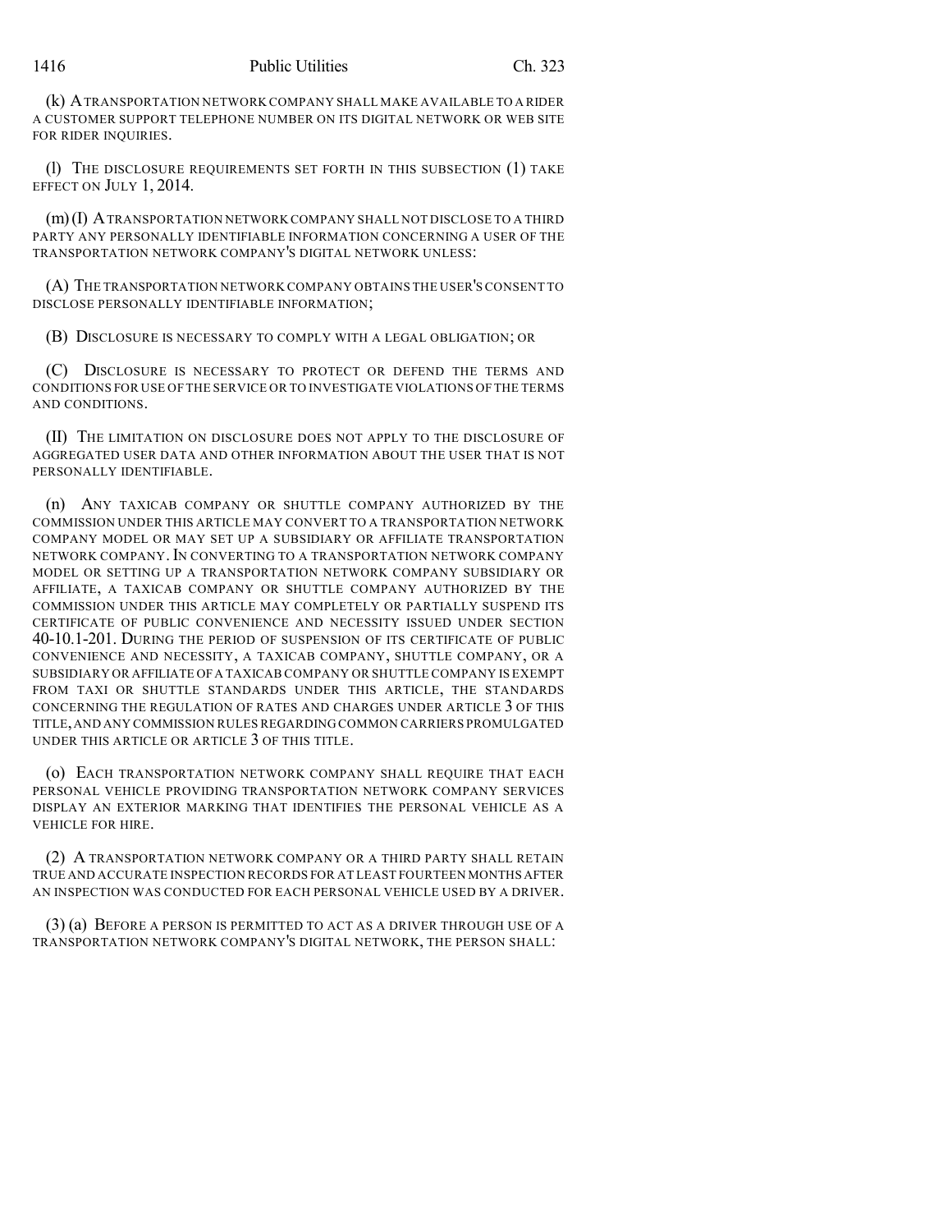(k) A TRANSPORTATION NETWORK COMPANY SHALL MAKE AVAILABLE TO A RIDER A CUSTOMER SUPPORT TELEPHONE NUMBER ON ITS DIGITAL NETWORK OR WEB SITE FOR RIDER INQUIRIES.

(l) THE DISCLOSURE REQUIREMENTS SET FORTH IN THIS SUBSECTION (1) TAKE EFFECT ON JULY 1, 2014.

(m) (I) A TRANSPORTATION NETWORK COMPANY SHALL NOT DISCLOSE TO A THIRD PARTY ANY PERSONALLY IDENTIFIABLE INFORMATION CONCERNING A USER OF THE TRANSPORTATION NETWORK COMPANY'S DIGITAL NETWORK UNLESS:

(A) THE TRANSPORTATION NETWORK COMPANY OBTAINS THE USER'S CONSENT TO DISCLOSE PERSONALLY IDENTIFIABLE INFORMATION;

(B) DISCLOSURE IS NECESSARY TO COMPLY WITH A LEGAL OBLIGATION; OR

(C) DISCLOSURE IS NECESSARY TO PROTECT OR DEFEND THE TERMS AND CONDITIONS FOR USE OF THE SERVICE OR TO INVESTIGATE VIOLATIONS OF THE TERMS AND CONDITIONS.

(II) THE LIMITATION ON DISCLOSURE DOES NOT APPLY TO THE DISCLOSURE OF AGGREGATED USER DATA AND OTHER INFORMATION ABOUT THE USER THAT IS NOT PERSONALLY IDENTIFIABLE.

(n) ANY TAXICAB COMPANY OR SHUTTLE COMPANY AUTHORIZED BY THE COMMISSION UNDER THIS ARTICLE MAY CONVERT TO A TRANSPORTATION NETWORK COMPANY MODEL OR MAY SET UP A SUBSIDIARY OR AFFILIATE TRANSPORTATION NETWORK COMPANY. IN CONVERTING TO A TRANSPORTATION NETWORK COMPANY MODEL OR SETTING UP A TRANSPORTATION NETWORK COMPANY SUBSIDIARY OR AFFILIATE, A TAXICAB COMPANY OR SHUTTLE COMPANY AUTHORIZED BY THE COMMISSION UNDER THIS ARTICLE MAY COMPLETELY OR PARTIALLY SUSPEND ITS CERTIFICATE OF PUBLIC CONVENIENCE AND NECESSITY ISSUED UNDER SECTION 40-10.1-201. DURING THE PERIOD OF SUSPENSION OF ITS CERTIFICATE OF PUBLIC CONVENIENCE AND NECESSITY, A TAXICAB COMPANY, SHUTTLE COMPANY, OR A SUBSIDIARY OR AFFILIATE OF A TAXICAB COMPANY OR SHUTTLE COMPANY IS EXEMPT FROM TAXI OR SHUTTLE STANDARDS UNDER THIS ARTICLE, THE STANDARDS CONCERNING THE REGULATION OF RATES AND CHARGES UNDER ARTICLE 3 OF THIS TITLE, AND ANY COMMISSION RULES REGARDING COMMON CARRIERS PROMULGATED UNDER THIS ARTICLE OR ARTICLE 3 OF THIS TITLE.

(o) EACH TRANSPORTATION NETWORK COMPANY SHALL REQUIRE THAT EACH PERSONAL VEHICLE PROVIDING TRANSPORTATION NETWORK COMPANY SERVICES DISPLAY AN EXTERIOR MARKING THAT IDENTIFIES THE PERSONAL VEHICLE AS A VEHICLE FOR HIRE.

(2) A TRANSPORTATION NETWORK COMPANY OR A THIRD PARTY SHALL RETAIN TRUE AND ACCURATE INSPECTION RECORDS FOR AT LEAST FOURTEEN MONTHS AFTER AN INSPECTION WAS CONDUCTED FOR EACH PERSONAL VEHICLE USED BY A DRIVER.

(3) (a) BEFORE A PERSON IS PERMITTED TO ACT AS A DRIVER THROUGH USE OF A TRANSPORTATION NETWORK COMPANY'S DIGITAL NETWORK, THE PERSON SHALL: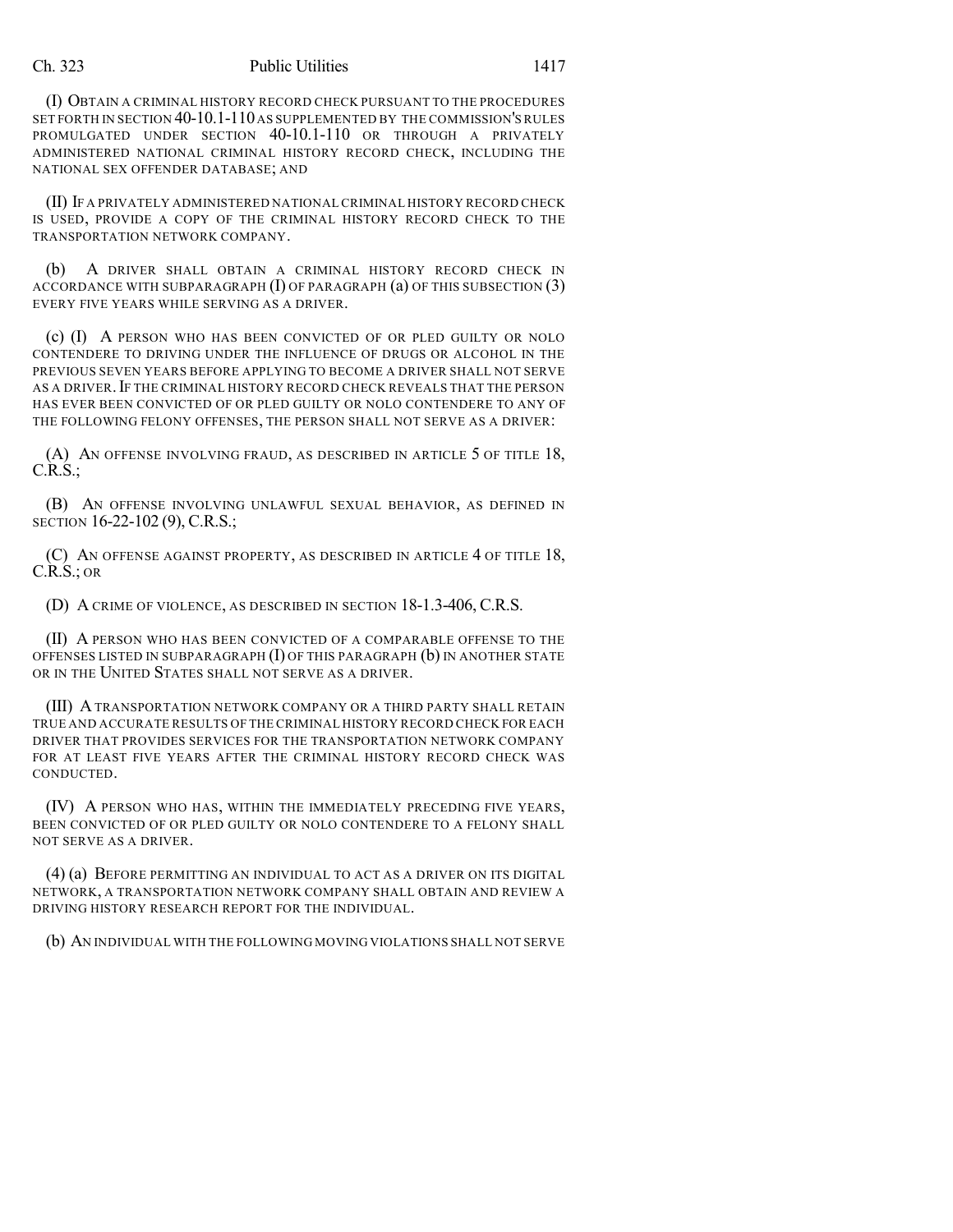(I) OBTAIN A CRIMINAL HISTORY RECORD CHECK PURSUANT TO THE PROCEDURES SET FORTH IN SECTION 40-10.1-110 AS SUPPLEMENTED BY THE COMMISSION'S RULES PROMULGATED UNDER SECTION 40-10.1-110 OR THROUGH A PRIVATELY ADMINISTERED NATIONAL CRIMINAL HISTORY RECORD CHECK, INCLUDING THE NATIONAL SEX OFFENDER DATABASE; AND

(II) IF A PRIVATELY ADMINISTERED NATIONAL CRIMINAL HISTORY RECORD CHECK IS USED, PROVIDE A COPY OF THE CRIMINAL HISTORY RECORD CHECK TO THE TRANSPORTATION NETWORK COMPANY.

(b) A DRIVER SHALL OBTAIN A CRIMINAL HISTORY RECORD CHECK IN ACCORDANCE WITH SUBPARAGRAPH (I) OF PARAGRAPH (a) OF THIS SUBSECTION (3) EVERY FIVE YEARS WHILE SERVING AS A DRIVER.

(c) (I) A PERSON WHO HAS BEEN CONVICTED OF OR PLED GUILTY OR NOLO CONTENDERE TO DRIVING UNDER THE INFLUENCE OF DRUGS OR ALCOHOL IN THE PREVIOUS SEVEN YEARS BEFORE APPLYING TO BECOME A DRIVER SHALL NOT SERVE AS A DRIVER. IF THE CRIMINAL HISTORY RECORD CHECK REVEALS THAT THE PERSON HAS EVER BEEN CONVICTED OF OR PLED GUILTY OR NOLO CONTENDERE TO ANY OF THE FOLLOWING FELONY OFFENSES, THE PERSON SHALL NOT SERVE AS A DRIVER:

(A) AN OFFENSE INVOLVING FRAUD, AS DESCRIBED IN ARTICLE 5 OF TITLE 18, C.R.S.;

(B) AN OFFENSE INVOLVING UNLAWFUL SEXUAL BEHAVIOR, AS DEFINED IN SECTION 16-22-102 (9), C.R.S.;

(C) AN OFFENSE AGAINST PROPERTY, AS DESCRIBED IN ARTICLE 4 OF TITLE 18, C.R.S.; OR

(D) A CRIME OF VIOLENCE, AS DESCRIBED IN SECTION 18-1.3-406, C.R.S.

(II) A PERSON WHO HAS BEEN CONVICTED OF A COMPARABLE OFFENSE TO THE OFFENSES LISTED IN SUBPARAGRAPH (I) OF THIS PARAGRAPH (b) IN ANOTHER STATE OR IN THE UNITED STATES SHALL NOT SERVE AS A DRIVER.

(III) A TRANSPORTATION NETWORK COMPANY OR A THIRD PARTY SHALL RETAIN TRUE AND ACCURATE RESULTS OF THE CRIMINAL HISTORY RECORD CHECK FOR EACH DRIVER THAT PROVIDES SERVICES FOR THE TRANSPORTATION NETWORK COMPANY FOR AT LEAST FIVE YEARS AFTER THE CRIMINAL HISTORY RECORD CHECK WAS CONDUCTED.

(IV) A PERSON WHO HAS, WITHIN THE IMMEDIATELY PRECEDING FIVE YEARS, BEEN CONVICTED OF OR PLED GUILTY OR NOLO CONTENDERE TO A FELONY SHALL NOT SERVE AS A DRIVER.

(4) (a) BEFORE PERMITTING AN INDIVIDUAL TO ACT AS A DRIVER ON ITS DIGITAL NETWORK, A TRANSPORTATION NETWORK COMPANY SHALL OBTAIN AND REVIEW A DRIVING HISTORY RESEARCH REPORT FOR THE INDIVIDUAL.

(b) AN INDIVIDUAL WITH THE FOLLOWING MOVING VIOLATIONS SHALL NOT SERVE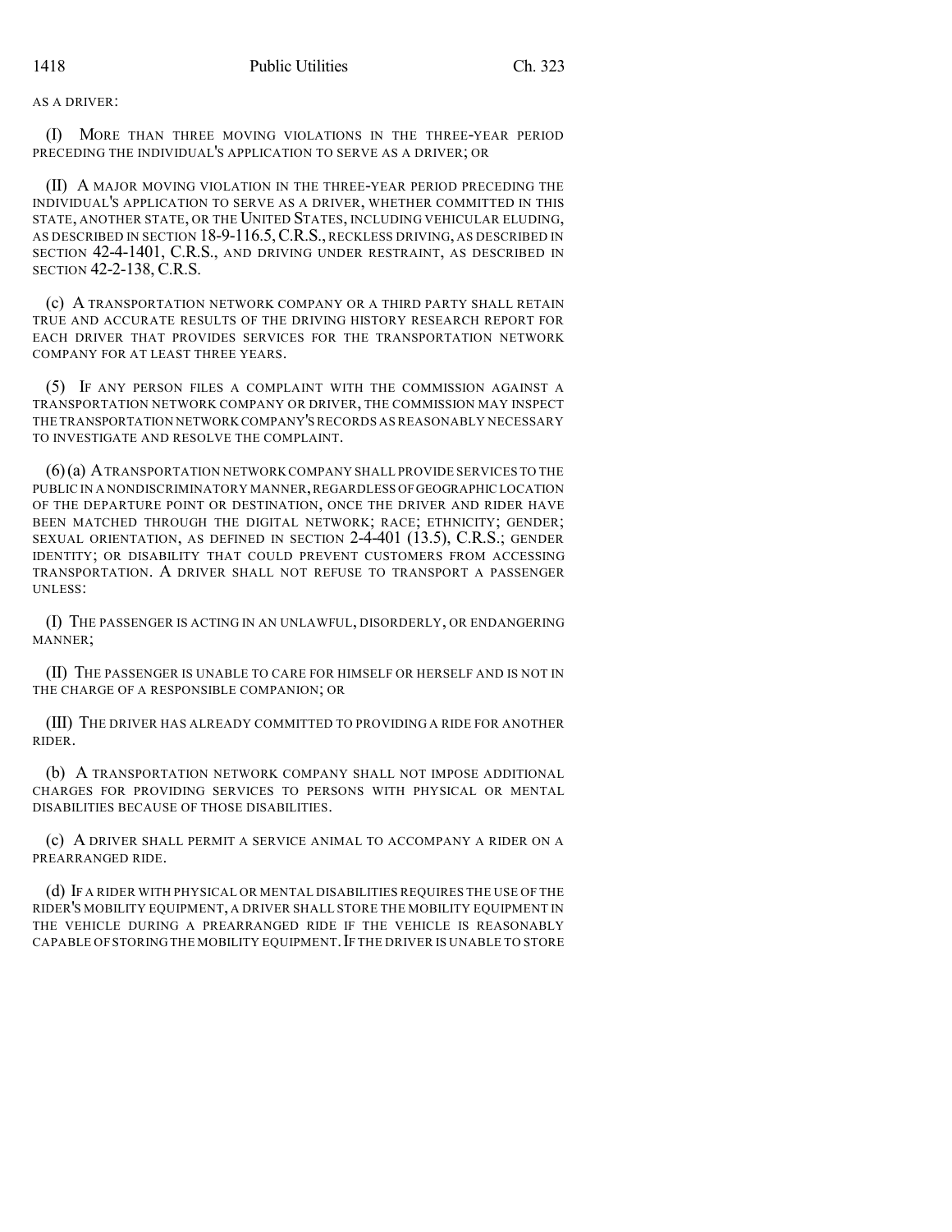AS A DRIVER:

(I) MORE THAN THREE MOVING VIOLATIONS IN THE THREE-YEAR PERIOD PRECEDING THE INDIVIDUAL'S APPLICATION TO SERVE AS A DRIVER; OR

(II) A MAJOR MOVING VIOLATION IN THE THREE-YEAR PERIOD PRECEDING THE INDIVIDUAL'S APPLICATION TO SERVE AS A DRIVER, WHETHER COMMITTED IN THIS STATE, ANOTHER STATE, OR THE UNITED STATES, INCLUDING VEHICULAR ELUDING, AS DESCRIBED IN SECTION 18-9-116.5, C.R.S., RECKLESS DRIVING, AS DESCRIBED IN SECTION 42-4-1401, C.R.S., AND DRIVING UNDER RESTRAINT, AS DESCRIBED IN SECTION 42-2-138, C.R.S.

(c) A TRANSPORTATION NETWORK COMPANY OR A THIRD PARTY SHALL RETAIN TRUE AND ACCURATE RESULTS OF THE DRIVING HISTORY RESEARCH REPORT FOR EACH DRIVER THAT PROVIDES SERVICES FOR THE TRANSPORTATION NETWORK COMPANY FOR AT LEAST THREE YEARS.

(5) IF ANY PERSON FILES A COMPLAINT WITH THE COMMISSION AGAINST A TRANSPORTATION NETWORK COMPANY OR DRIVER, THE COMMISSION MAY INSPECT THE TRANSPORTATION NETWORK COMPANY'S RECORDS AS REASONABLY NECESSARY TO INVESTIGATE AND RESOLVE THE COMPLAINT.

(6) (a) A TRANSPORTATION NETWORK COMPANY SHALL PROVIDE SERVICES TO THE PUBLIC IN A NONDISCRIMINATORY MANNER, REGARDLESS OF GEOGRAPHIC LOCATION OF THE DEPARTURE POINT OR DESTINATION, ONCE THE DRIVER AND RIDER HAVE BEEN MATCHED THROUGH THE DIGITAL NETWORK; RACE; ETHNICITY; GENDER; SEXUAL ORIENTATION, AS DEFINED IN SECTION 2-4-401 (13.5), C.R.S.; GENDER IDENTITY; OR DISABILITY THAT COULD PREVENT CUSTOMERS FROM ACCESSING TRANSPORTATION. A DRIVER SHALL NOT REFUSE TO TRANSPORT A PASSENGER UNLESS:

(I) THE PASSENGER IS ACTING IN AN UNLAWFUL, DISORDERLY, OR ENDANGERING MANNER;

(II) THE PASSENGER IS UNABLE TO CARE FOR HIMSELF OR HERSELF AND IS NOT IN THE CHARGE OF A RESPONSIBLE COMPANION; OR

(III) THE DRIVER HAS ALREADY COMMITTED TO PROVIDING A RIDE FOR ANOTHER RIDER.

(b) A TRANSPORTATION NETWORK COMPANY SHALL NOT IMPOSE ADDITIONAL CHARGES FOR PROVIDING SERVICES TO PERSONS WITH PHYSICAL OR MENTAL DISABILITIES BECAUSE OF THOSE DISABILITIES.

(c) A DRIVER SHALL PERMIT A SERVICE ANIMAL TO ACCOMPANY A RIDER ON A PREARRANGED RIDE.

(d) IF A RIDER WITH PHYSICAL OR MENTAL DISABILITIES REQUIRES THE USE OF THE RIDER'S MOBILITY EQUIPMENT, A DRIVER SHALL STORE THE MOBILITY EQUIPMENT IN THE VEHICLE DURING A PREARRANGED RIDE IF THE VEHICLE IS REASONABLY CAPABLE OF STORING THE MOBILITY EQUIPMENT. IF THE DRIVER IS UNABLE TO STORE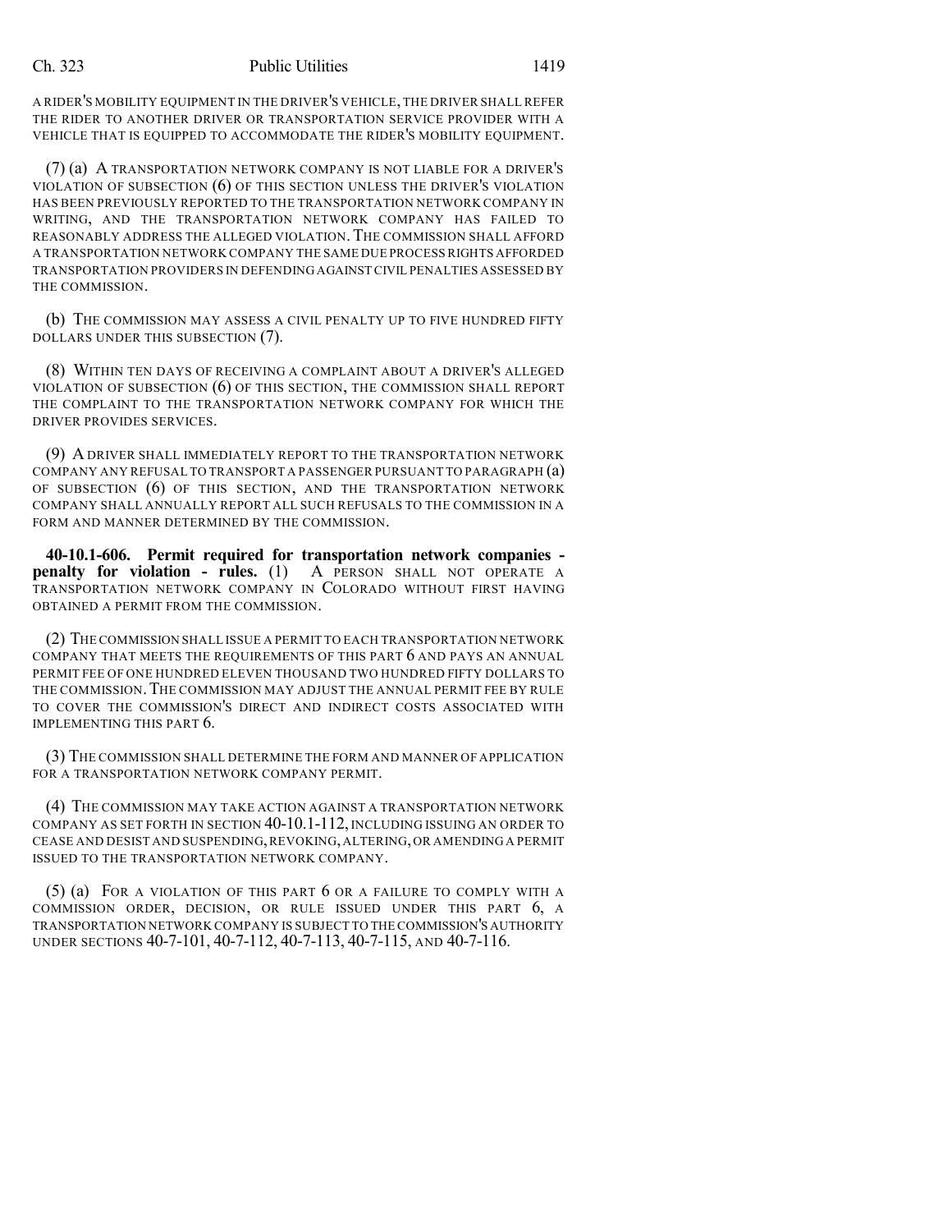A RIDER'S MOBILITY EQUIPMENT IN THE DRIVER'S VEHICLE, THE DRIVER SHALL REFER THE RIDER TO ANOTHER DRIVER OR TRANSPORTATION SERVICE PROVIDER WITH A VEHICLE THAT IS EQUIPPED TO ACCOMMODATE THE RIDER'S MOBILITY EQUIPMENT.

(7) (a) A TRANSPORTATION NETWORK COMPANY IS NOT LIABLE FOR A DRIVER'S VIOLATION OF SUBSECTION (6) OF THIS SECTION UNLESS THE DRIVER'S VIOLATION HAS BEEN PREVIOUSLY REPORTED TO THE TRANSPORTATION NETWORK COMPANY IN WRITING, AND THE TRANSPORTATION NETWORK COMPANY HAS FAILED TO REASONABLY ADDRESS THE ALLEGED VIOLATION. THE COMMISSION SHALL AFFORD A TRANSPORTATION NETWORK COMPANY THE SAME DUE PROCESS RIGHTS AFFORDED TRANSPORTATION PROVIDERS IN DEFENDING AGAINST CIVIL PENALTIES ASSESSED BY THE COMMISSION.

(b) THE COMMISSION MAY ASSESS A CIVIL PENALTY UP TO FIVE HUNDRED FIFTY DOLLARS UNDER THIS SUBSECTION (7).

(8) WITHIN TEN DAYS OF RECEIVING A COMPLAINT ABOUT A DRIVER'S ALLEGED VIOLATION OF SUBSECTION (6) OF THIS SECTION, THE COMMISSION SHALL REPORT THE COMPLAINT TO THE TRANSPORTATION NETWORK COMPANY FOR WHICH THE DRIVER PROVIDES SERVICES.

(9) A DRIVER SHALL IMMEDIATELY REPORT TO THE TRANSPORTATION NETWORK COMPANY ANY REFUSAL TO TRANSPORT A PASSENGER PURSUANT TO PARAGRAPH (a) OF SUBSECTION (6) OF THIS SECTION, AND THE TRANSPORTATION NETWORK COMPANY SHALL ANNUALLY REPORT ALL SUCH REFUSALS TO THE COMMISSION IN A FORM AND MANNER DETERMINED BY THE COMMISSION.

**40-10.1-606. Permit required for transportation network companies - penalty for violation - rules.** (1) A PERSON SHALL NOT OPERATE A TRANSPORTATION NETWORK COMPANY IN COLORADO WITHOUT FIRST HAVING OBTAINED A PERMIT FROM THE COMMISSION.

(2) THE COMMISSION SHALL ISSUE A PERMIT TO EACH TRANSPORTATION NETWORK COMPANY THAT MEETS THE REQUIREMENTS OF THIS PART 6 AND PAYS AN ANNUAL PERMIT FEE OF ONE HUNDRED ELEVEN THOUSAND TWO HUNDRED FIFTY DOLLARS TO THE COMMISSION. THE COMMISSION MAY ADJUST THE ANNUAL PERMIT FEE BY RULE TO COVER THE COMMISSION'S DIRECT AND INDIRECT COSTS ASSOCIATED WITH IMPLEMENTING THIS PART 6.

(3) THE COMMISSION SHALL DETERMINE THE FORM AND MANNER OF APPLICATION FOR A TRANSPORTATION NETWORK COMPANY PERMIT.

(4) THE COMMISSION MAY TAKE ACTION AGAINST A TRANSPORTATION NETWORK COMPANY AS SET FORTH IN SECTION 40-10.1-112, INCLUDING ISSUING AN ORDER TO CEASE AND DESIST AND SUSPENDING, REVOKING, ALTERING, OR AMENDING A PERMIT ISSUED TO THE TRANSPORTATION NETWORK COMPANY.

(5) (a) FOR A VIOLATION OF THIS PART 6 OR A FAILURE TO COMPLY WITH A COMMISSION ORDER, DECISION, OR RULE ISSUED UNDER THIS PART 6, A TRANSPORTATION NETWORK COMPANY IS SUBJECT TO THE COMMISSION'S AUTHORITY UNDER SECTIONS 40-7-101, 40-7-112, 40-7-113, 40-7-115, AND 40-7-116.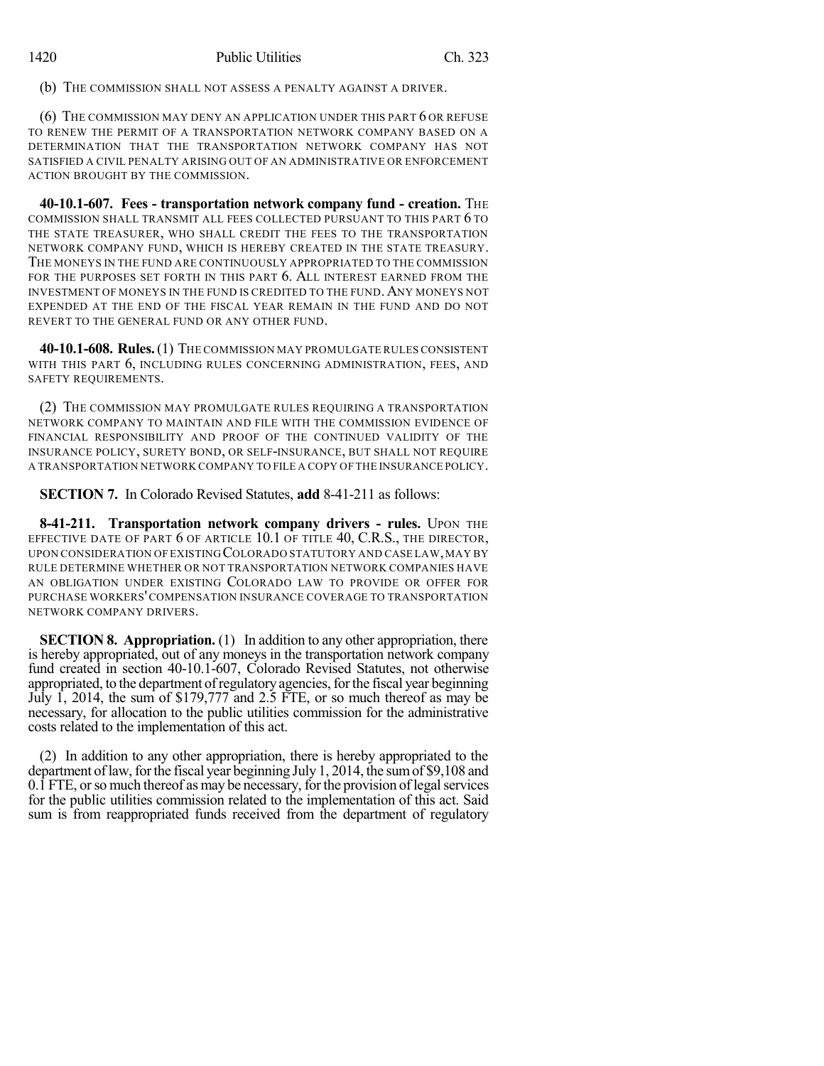(b) THE COMMISSION SHALL NOT ASSESS A PENALTY AGAINST A DRIVER.

(6) THE COMMISSION MAY DENY AN APPLICATION UNDER THIS PART 6 OR REFUSE TO RENEW THE PERMIT OF A TRANSPORTATION NETWORK COMPANY BASED ON A DETERMINATION THAT THE TRANSPORTATION NETWORK COMPANY HAS NOT SATISFIED A CIVIL PENALTY ARISING OUT OF AN ADMINISTRATIVE OR ENFORCEMENT ACTION BROUGHT BY THE COMMISSION.

**40-10.1-607. Fees - transportation network company fund - creation.** THE COMMISSION SHALL TRANSMIT ALL FEES COLLECTED PURSUANT TO THIS PART 6 TO THE STATE TREASURER, WHO SHALL CREDIT THE FEES TO THE TRANSPORTATION NETWORK COMPANY FUND, WHICH IS HEREBY CREATED IN THE STATE TREASURY. THE MONEYS IN THE FUND ARE CONTINUOUSLY APPROPRIATED TO THE COMMISSION FOR THE PURPOSES SET FORTH IN THIS PART 6. ALL INTEREST EARNED FROM THE INVESTMENT OF MONEYS IN THE FUND IS CREDITED TO THE FUND. ANY MONEYS NOT EXPENDED AT THE END OF THE FISCAL YEAR REMAIN IN THE FUND AND DO NOT REVERT TO THE GENERAL FUND OR ANY OTHER FUND.

**40-10.1-608. Rules.** (1) THE COMMISSION MAY PROMULGATE RULES CONSISTENT WITH THIS PART 6, INCLUDING RULES CONCERNING ADMINISTRATION, FEES, AND SAFETY REQUIREMENTS.

(2) THE COMMISSION MAY PROMULGATE RULES REQUIRING A TRANSPORTATION NETWORK COMPANY TO MAINTAIN AND FILE WITH THE COMMISSION EVIDENCE OF FINANCIAL RESPONSIBILITY AND PROOF OF THE CONTINUED VALIDITY OF THE INSURANCE POLICY, SURETY BOND, OR SELF-INSURANCE, BUT SHALL NOT REQUIRE A TRANSPORTATION NETWORK COMPANY TO FILE A COPY OF THE INSURANCE POLICY.

**SECTION 7.** In Colorado Revised Statutes, **add** 8-41-211 as follows:

**8-41-211. Transportation network company drivers - rules.** UPON THE EFFECTIVE DATE OF PART 6 OF ARTICLE 10.1 OF TITLE 40, C.R.S., THE DIRECTOR, UPON CONSIDERATION OF EXISTING COLORADO STATUTORY AND CASE LAW, MAY BY RULE DETERMINE WHETHER OR NOT TRANSPORTATION NETWORK COMPANIES HAVE AN OBLIGATION UNDER EXISTING COLORADO LAW TO PROVIDE OR OFFER FOR PURCHASE WORKERS' COMPENSATION INSURANCE COVERAGE TO TRANSPORTATION NETWORK COMPANY DRIVERS.

**SECTION 8. Appropriation.** (1) In addition to any other appropriation, there is hereby appropriated, out of any moneys in the transportation network company fund created in section 40-10.1-607, Colorado Revised Statutes, not otherwise appropriated, to the department of regulatory agencies, for the fiscal year beginning July 1, 2014, the sum of $179,777 and 2.5 FTE, or so much thereof as may be necessary, for allocation to the public utilities commission for the administrative costs related to the implementation of this act.

(2) In addition to any other appropriation, there is hereby appropriated to the department of law, for the fiscal year beginning July 1, 2014, the sum of $9,108 and 0.1 FTE, or so much thereof as may be necessary, for the provision of legal services for the public utilities commission related to the implementation of this act. Said sum is from reappropriated funds received from the department of regulatory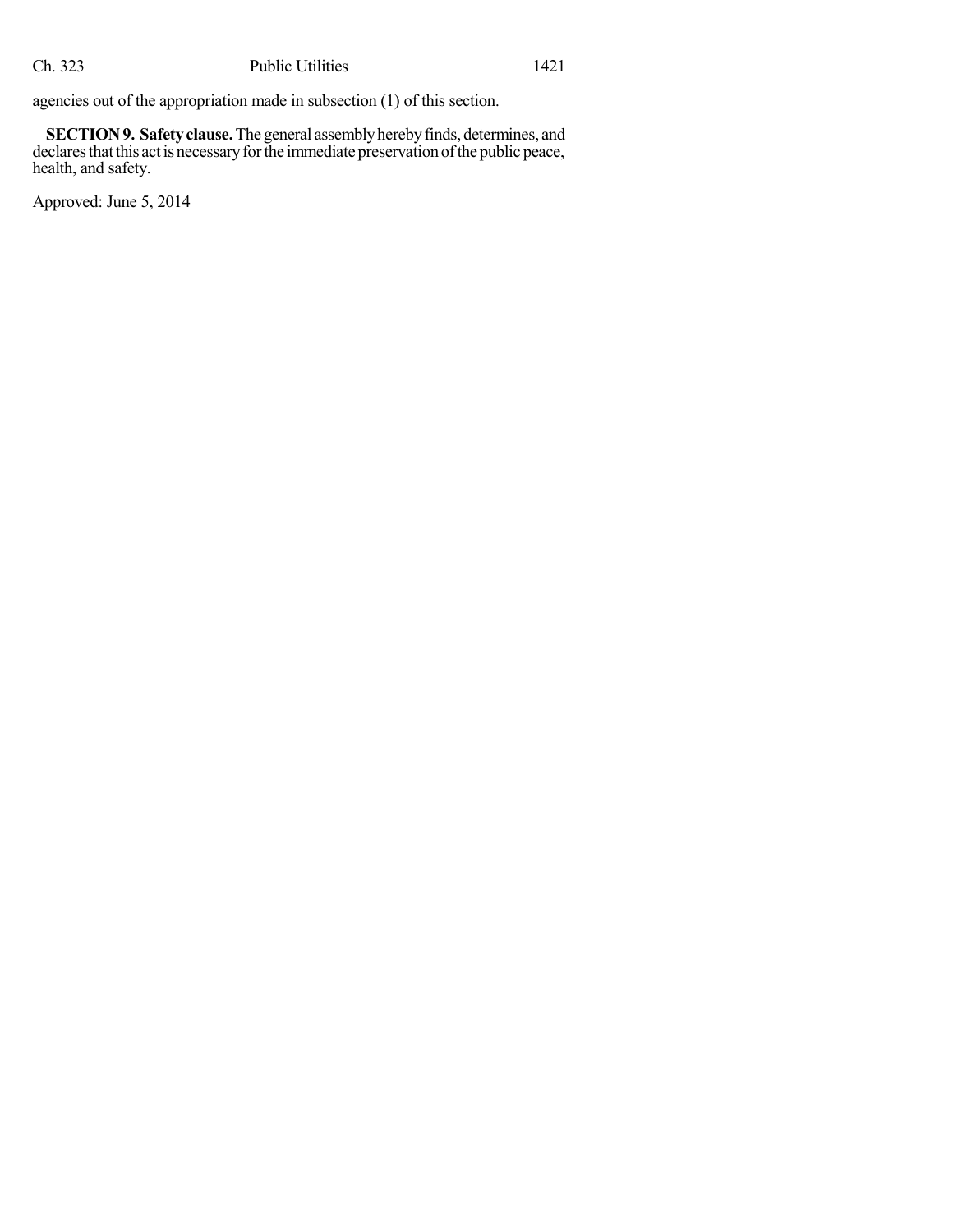agencies out of the appropriation made in subsection (1) of this section.

**SECTION 9. Safety clause.** The general assembly hereby finds, determines, and declares that this act is necessary for the immediate preservation of the public peace, health, and safety.

Approved: June 5, 2014